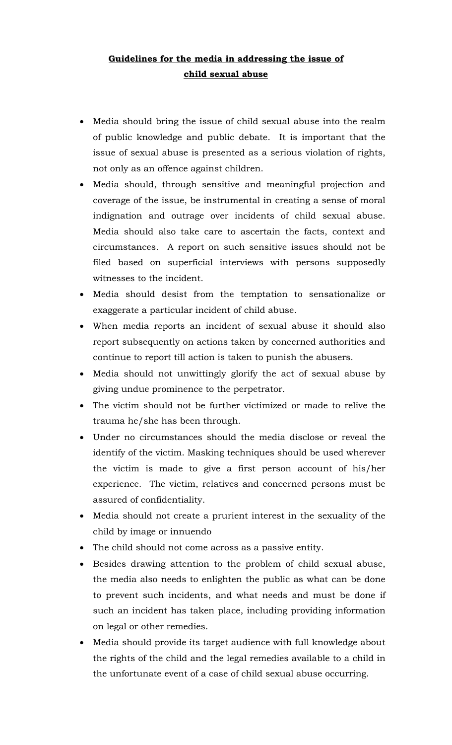# **Guidelines for the media in addressing the issue of child sexual abuse**

- Media should bring the issue of child sexual abuse into the realm of public knowledge and public debate. It is important that the issue of sexual abuse is presented as a serious violation of rights, not only as an offence against children.
- Media should, through sensitive and meaningful projection and coverage of the issue, be instrumental in creating a sense of moral indignation and outrage over incidents of child sexual abuse. Media should also take care to ascertain the facts, context and circumstances. A report on such sensitive issues should not be filed based on superficial interviews with persons supposedly witnesses to the incident.
- Media should desist from the temptation to sensationalize or exaggerate a particular incident of child abuse.
- When media reports an incident of sexual abuse it should also report subsequently on actions taken by concerned authorities and continue to report till action is taken to punish the abusers.
- Media should not unwittingly glorify the act of sexual abuse by giving undue prominence to the perpetrator.
- The victim should not be further victimized or made to relive the trauma he/she has been through.
- Under no circumstances should the media disclose or reveal the identify of the victim. Masking techniques should be used wherever the victim is made to give a first person account of his/her experience. The victim, relatives and concerned persons must be assured of confidentiality.
- Media should not create a prurient interest in the sexuality of the child by image or innuendo
- The child should not come across as a passive entity.
- Besides drawing attention to the problem of child sexual abuse, the media also needs to enlighten the public as what can be done to prevent such incidents, and what needs and must be done if such an incident has taken place, including providing information on legal or other remedies.
- Media should provide its target audience with full knowledge about the rights of the child and the legal remedies available to a child in the unfortunate event of a case of child sexual abuse occurring.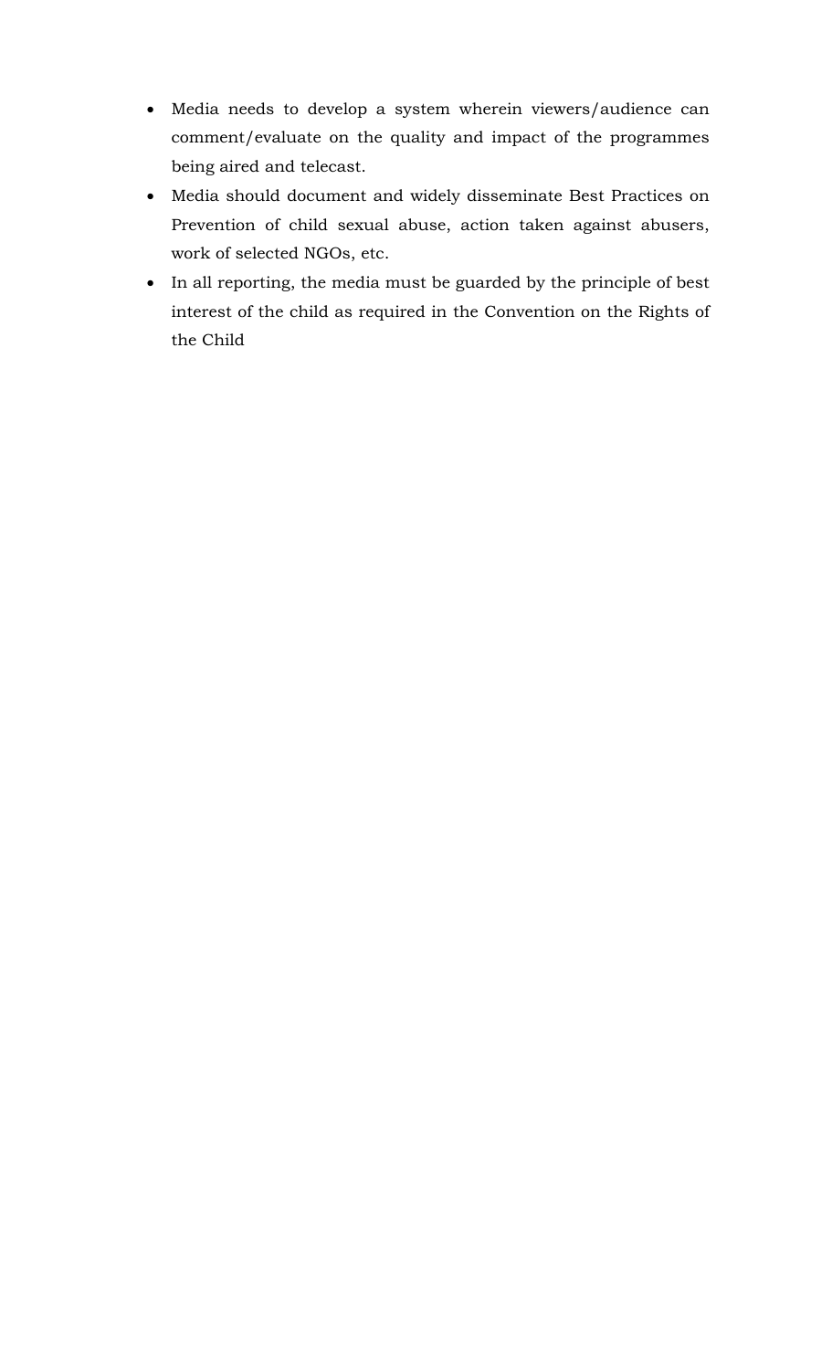- Media needs to develop a system wherein viewers/audience can comment/evaluate on the quality and impact of the programmes being aired and telecast.
- Media should document and widely disseminate Best Practices on Prevention of child sexual abuse, action taken against abusers, work of selected NGOs, etc.
- In all reporting, the media must be guarded by the principle of best interest of the child as required in the Convention on the Rights of the Child